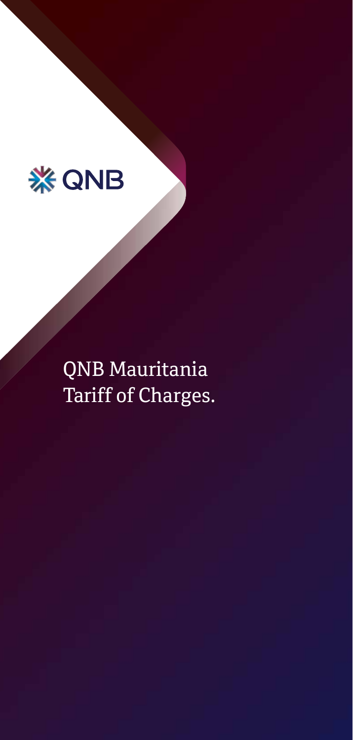QNB

# QNB Mauritania
# Tariff of Charges.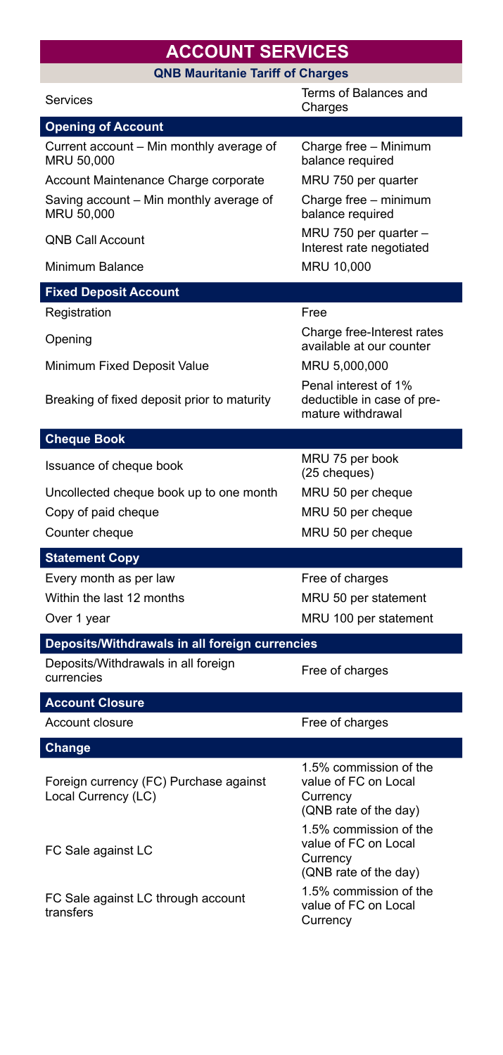# ACCOUNT SERVICES

## QNB Mauritanie Tariff of Charges

| Services | Terms of Balances and Charges |
| --- | --- |
| **Opening of Account** | |
| Current account – Min monthly average of MRU 50,000 | Charge free – Minimum balance required |
| Account Maintenance Charge corporate | MRU 750 per quarter |
| Saving account – Min monthly average of MRU 50,000 | Charge free – minimum balance required |
| QNB Call Account | MRU 750 per quarter – Interest rate negotiated |
| Minimum Balance | MRU 10,000 |
| **Fixed Deposit Account** | |
| Registration | Free |
| Opening | Charge free-Interest rates available at our counter |
| Minimum Fixed Deposit Value | MRU 5,000,000 |
| Breaking of fixed deposit prior to maturity | Penal interest of 1% deductible in case of pre-mature withdrawal |
| **Cheque Book** | |
| Issuance of cheque book | MRU 75 per book (25 cheques) |
| Uncollected cheque book up to one month | MRU 50 per cheque |
| Copy of paid cheque | MRU 50 per cheque |
| Counter cheque | MRU 50 per cheque |
| **Statement Copy** | |
| Every month as per law | Free of charges |
| Within the last 12 months | MRU 50 per statement |
| Over 1 year | MRU 100 per statement |
| **Deposits/Withdrawals in all foreign currencies** | |
| Deposits/Withdrawals in all foreign currencies | Free of charges |
| **Account Closure** | |
| Account closure | Free of charges |
| **Change** | |
| Foreign currency (FC) Purchase against Local Currency (LC) | 1.5% commission of the value of FC on Local Currency (QNB rate of the day) |
| FC Sale against LC | 1.5% commission of the value of FC on Local Currency (QNB rate of the day) |
| FC Sale against LC through account transfers | 1.5% commission of the value of FC on Local Currency |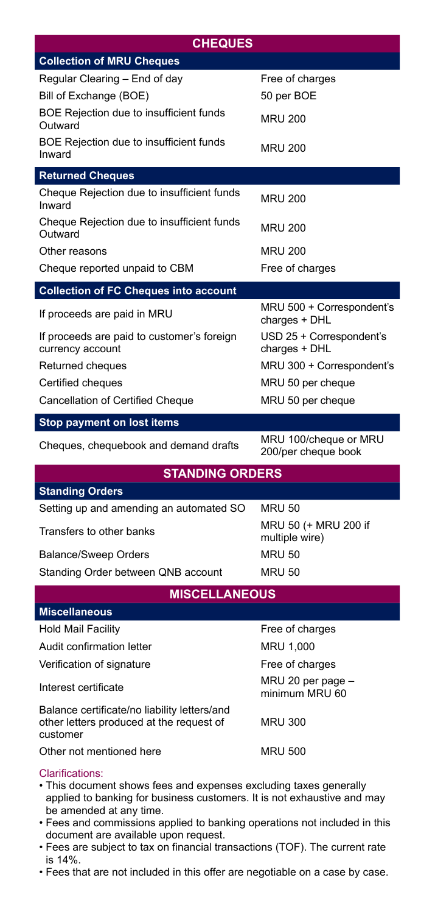## CHEQUES

| Collection of MRU Cheques | |
|---|---|
| Regular Clearing – End of day | Free of charges |
| Bill of Exchange (BOE) | 50 per BOE |
| BOE Rejection due to insufficient funds Outward | MRU 200 |
| BOE Rejection due to insufficient funds Inward | MRU 200 |
| **Returned Cheques** | |
| Cheque Rejection due to insufficient funds Inward | MRU 200 |
| Cheque Rejection due to insufficient funds Outward | MRU 200 |
| Other reasons | MRU 200 |
| Cheque reported unpaid to CBM | Free of charges |
| **Collection of FC Cheques into account** | |
| If proceeds are paid in MRU | MRU 500 + Correspondent's charges + DHL |
| If proceeds are paid to customer's foreign currency account | USD 25 + Correspondent's charges + DHL |
| Returned cheques | MRU 300 + Correspondent's |
| Certified cheques | MRU 50 per cheque |
| Cancellation of Certified Cheque | MRU 50 per cheque |
| **Stop payment on lost items** | |
| Cheques, chequebook and demand drafts | MRU 100/cheque or MRU 200/per cheque book |

## STANDING ORDERS

| Standing Orders | |
|---|---|
| Setting up and amending an automated SO | MRU 50 |
| Transfers to other banks | MRU 50 (+ MRU 200 if multiple wire) |
| Balance/Sweep Orders | MRU 50 |
| Standing Order between QNB account | MRU 50 |

## MISCELLANEOUS

| Miscellaneous | |
|---|---|
| Hold Mail Facility | Free of charges |
| Audit confirmation letter | MRU 1,000 |
| Verification of signature | Free of charges |
| Interest certificate | MRU 20 per page – minimum MRU 60 |
| Balance certificate/no liability letters/and other letters produced at the request of customer | MRU 300 |
| Other not mentioned here | MRU 500 |

Clarifications:

- This document shows fees and expenses excluding taxes generally applied to banking for business customers. It is not exhaustive and may be amended at any time.
- Fees and commissions applied to banking operations not included in this document are available upon request.
- Fees are subject to tax on financial transactions (TOF). The current rate is 14%.
- Fees that are not included in this offer are negotiable on a case by case.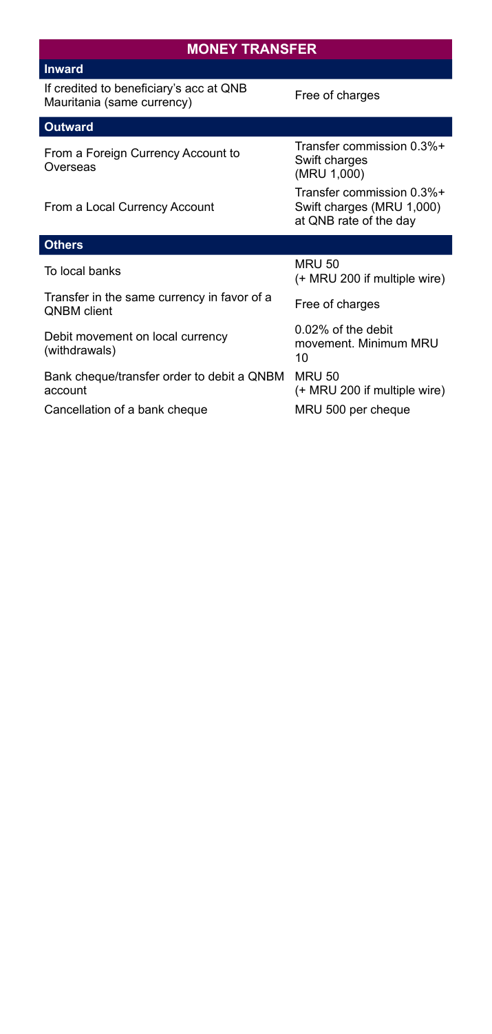## MONEY TRANSFER

| Inward | |
|---|---|
| If credited to beneficiary's acc at QNB Mauritania (same currency) | Free of charges |
| **Outward** | |
| From a Foreign Currency Account to Overseas | Transfer commission 0.3%+ Swift charges (MRU 1,000) |
| From a Local Currency Account | Transfer commission 0.3%+ Swift charges (MRU 1,000) at QNB rate of the day |
| **Others** | |
| To local banks | MRU 50 (+ MRU 200 if multiple wire) |
| Transfer in the same currency in favor of a QNBM client | Free of charges |
| Debit movement on local currency (withdrawals) | 0.02% of the debit movement. Minimum MRU 10 |
| Bank cheque/transfer order to debit a QNBM account | MRU 50 (+ MRU 200 if multiple wire) |
| Cancellation of a bank cheque | MRU 500 per cheque |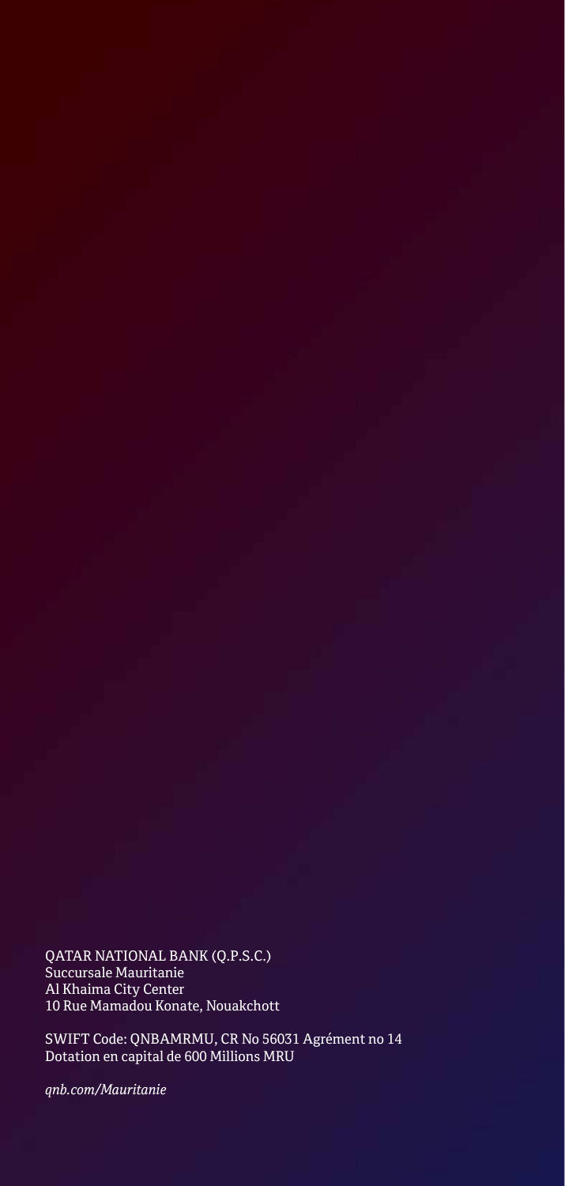QATAR NATIONAL BANK (Q.P.S.C.)
Succursale Mauritanie
Al Khaima City Center
10 Rue Mamadou Konate, Nouakchott

SWIFT Code: QNBAMRMU, CR No 56031 Agrément no 14
Dotation en capital de 600 Millions MRU

*qnb.com/Mauritanie*